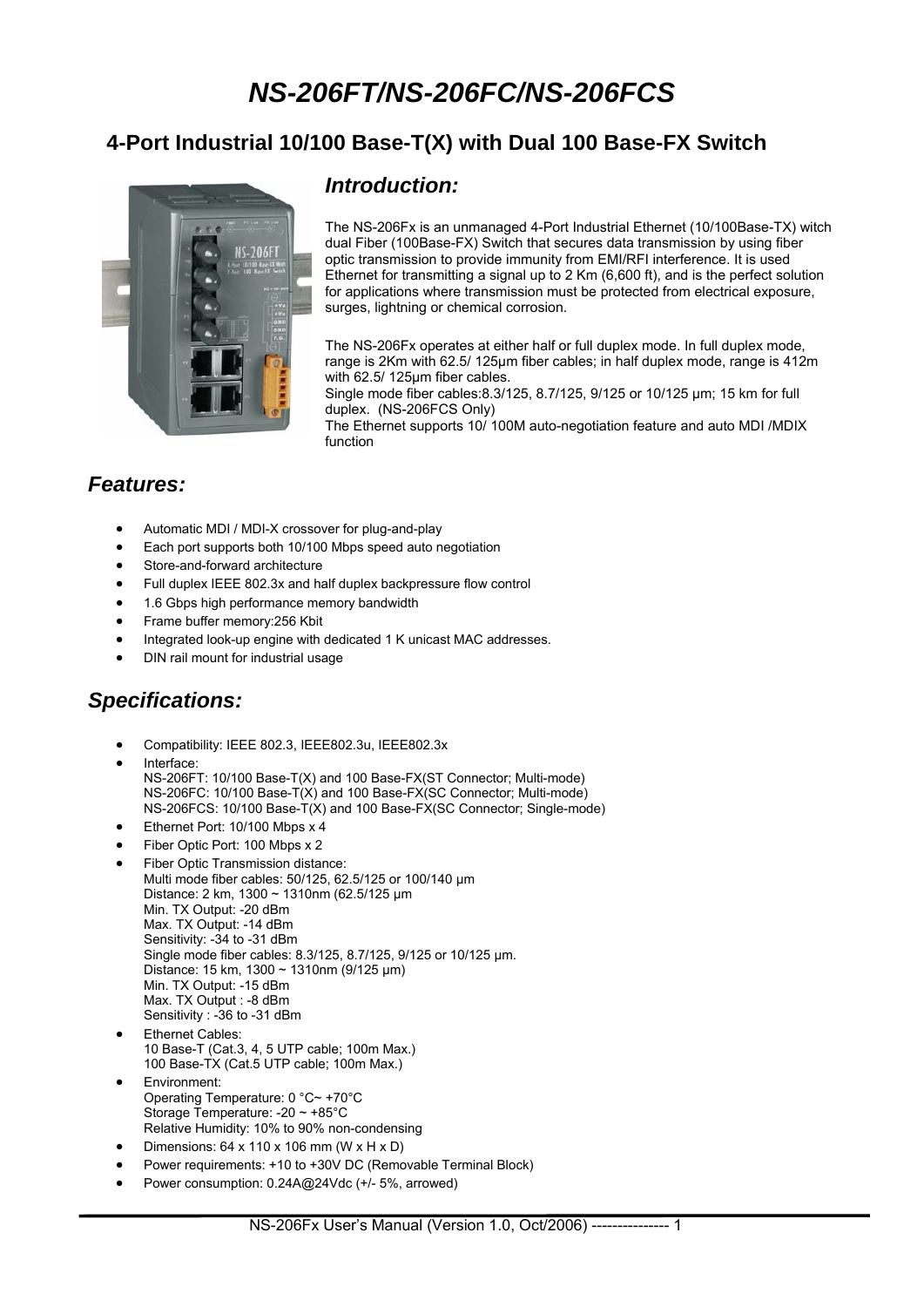# NS-206FT/NS-206FC/NS-206FCS

## 4-Port Industrial 10/100 Base-T(X) with Dual 100 Base-FX Switch

### Introduction:

The NS-206Fx is an unmanaged 4-Port Industrial Ethernet (10/100Base-TX) witch dual Fiber (100Base-FX) Switch that secures data transmission by using fiber optic transmission to provide immunity from EMI/RFI interference. It is used Ethernet for transmitting a signal up to 2 Km (6,600 ft), and is the perfect solution for applications where transmission must be protected from electrical exposure, surges, lightning or chemical corrosion.

The NS-206Fx operates at either half or full duplex mode. In full duplex mode, range is 2Km with 62.5/ 125μm fiber cables; in half duplex mode, range is 412m with 62.5/ 125μm fiber cables.
Single mode fiber cables:8.3/125, 8.7/125, 9/125 or 10/125 μm; 15 km for full duplex. (NS-206FCS Only)
The Ethernet supports 10/ 100M auto-negotiation feature and auto MDI /MDIX function

### Features:

- Automatic MDI / MDI-X crossover for plug-and-play
- Each port supports both 10/100 Mbps speed auto negotiation
- Store-and-forward architecture
- Full duplex IEEE 802.3x and half duplex backpressure flow control
- 1.6 Gbps high performance memory bandwidth
- Frame buffer memory:256 Kbit
- Integrated look-up engine with dedicated 1 K unicast MAC addresses.
- DIN rail mount for industrial usage

### Specifications:

- Compatibility: IEEE 802.3, IEEE802.3u, IEEE802.3x
- Interface:
  NS-206FT: 10/100 Base-T(X) and 100 Base-FX(ST Connector; Multi-mode)
  NS-206FC: 10/100 Base-T(X) and 100 Base-FX(SC Connector; Multi-mode)
  NS-206FCS: 10/100 Base-T(X) and 100 Base-FX(SC Connector; Single-mode)
- Ethernet Port: 10/100 Mbps x 4
- Fiber Optic Port: 100 Mbps x 2
- Fiber Optic Transmission distance:
  Multi mode fiber cables: 50/125, 62.5/125 or 100/140 μm
  Distance: 2 km, 1300 ~ 1310nm (62.5/125 μm
  Min. TX Output: -20 dBm
  Max. TX Output: -14 dBm
  Sensitivity: -34 to -31 dBm
  Single mode fiber cables: 8.3/125, 8.7/125, 9/125 or 10/125 μm.
  Distance: 15 km, 1300 ~ 1310nm (9/125 μm)
  Min. TX Output: -15 dBm
  Max. TX Output : -8 dBm
  Sensitivity : -36 to -31 dBm
- Ethernet Cables:
  10 Base-T (Cat.3, 4, 5 UTP cable; 100m Max.)
  100 Base-TX (Cat.5 UTP cable; 100m Max.)
- Environment:
  Operating Temperature: 0 °C~ +70°C
  Storage Temperature: -20 ~ +85°C
  Relative Humidity: 10% to 90% non-condensing
- Dimensions: 64 x 110 x 106 mm (W x H x D)
- Power requirements: +10 to +30V DC (Removable Terminal Block)
- Power consumption: 0.24A@24Vdc (+/- 5%, arrowed)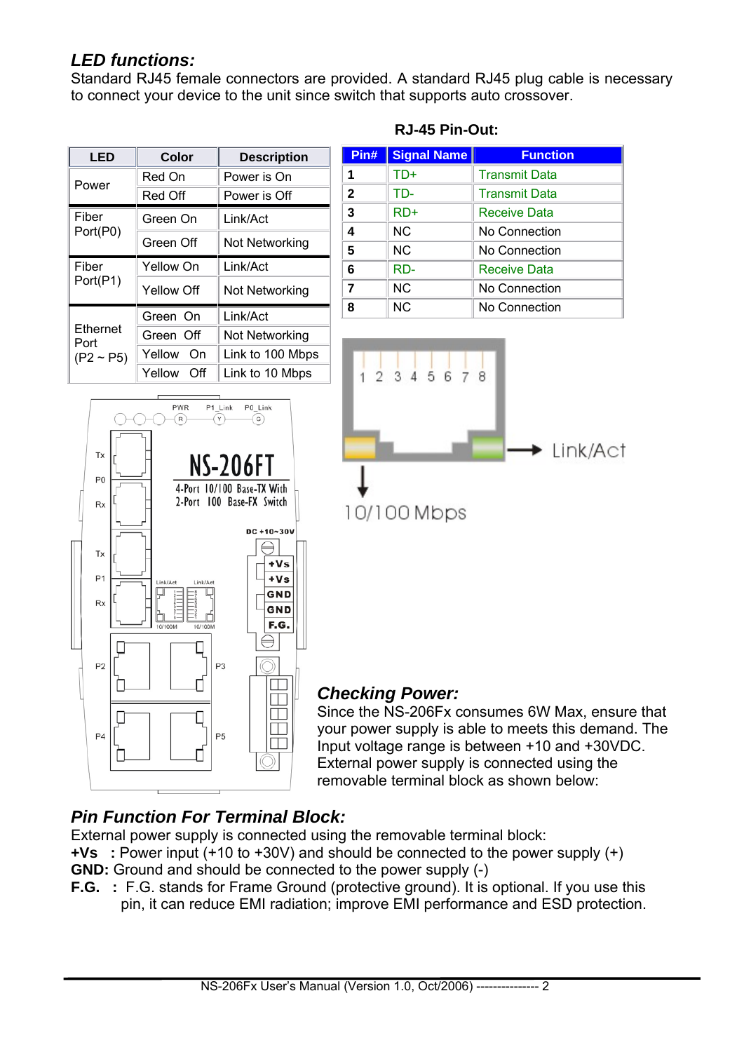## *LED functions:*

Standard RJ45 female connectors are provided. A standard RJ45 plug cable is necessary to connect your device to the unit since switch that supports auto crossover.

| LED | Color | Description |
|---|---|---|
| Power | Red On | Power is On |
| | Red Off | Power is Off |
| Fiber Port(P0) | Green On | Link/Act |
| | Green Off | Not Networking |
| Fiber Port(P1) | Yellow On | Link/Act |
| | Yellow Off | Not Networking |
| Ethernet Port (P2 ~ P5) | Green On | Link/Act |
| | Green Off | Not Networking |
| | Yellow On | Link to 100 Mbps |
| | Yellow Off | Link to 10 Mbps |

**RJ-45 Pin-Out:**

| Pin# | Signal Name | Function |
|---|---|---|
| 1 | TD+ | Transmit Data |
| 2 | TD- | Transmit Data |
| 3 | RD+ | Receive Data |
| 4 | NC | No Connection |
| 5 | NC | No Connection |
| 6 | RD- | Receive Data |
| 7 | NC | No Connection |
| 8 | NC | No Connection |

## *Checking Power:*

Since the NS-206Fx consumes 6W Max, ensure that your power supply is able to meets this demand. The Input voltage range is between +10 and +30VDC. External power supply is connected using the removable terminal block as shown below:

## *Pin Function For Terminal Block:*

External power supply is connected using the removable terminal block:

**+Vs :** Power input (+10 to +30V) and should be connected to the power supply (+)

**GND:** Ground and should be connected to the power supply (-)

**F.G. :** F.G. stands for Frame Ground (protective ground). It is optional. If you use this pin, it can reduce EMI radiation; improve EMI performance and ESD protection.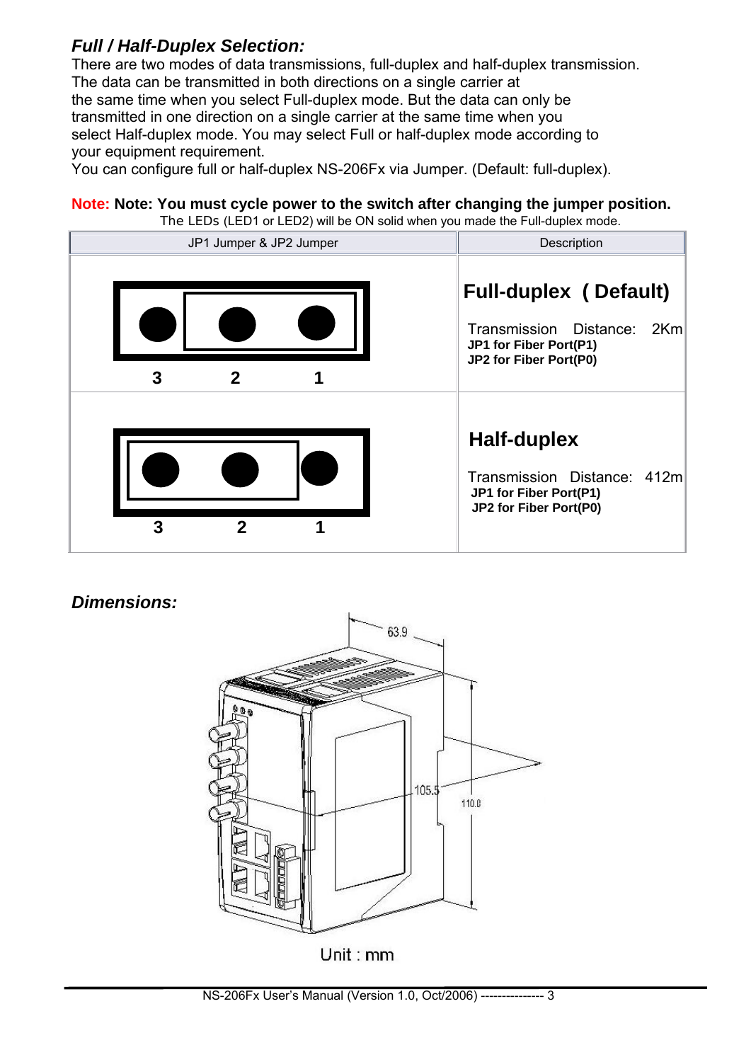### *Full / Half-Duplex Selection:*

There are two modes of data transmissions, full-duplex and half-duplex transmission. The data can be transmitted in both directions on a single carrier at the same time when you select Full-duplex mode. But the data can only be transmitted in one direction on a single carrier at the same time when you select Half-duplex mode. You may select Full or half-duplex mode according to your equipment requirement.

You can configure full or half-duplex NS-206Fx via Jumper. (Default: full-duplex).

**Note: Note: You must cycle power to the switch after changing the jumper position.**

The LEDs (LED1 or LED2) will be ON solid when you made the Full-duplex mode.

| JP1 Jumper & JP2 Jumper | Description |
|---|---|
| 3 2 1 | **Full-duplex ( Default)**<br>Transmission Distance: 2Km<br>**JP1 for Fiber Port(P1)**<br>**JP2 for Fiber Port(P0)** |
| 3 2 1 | **Half-duplex**<br>Transmission Distance: 412m<br>**JP1 for Fiber Port(P1)**<br>**JP2 for Fiber Port(P0)** |

### *Dimensions:*

63.9

105.5

110.0

Unit : mm